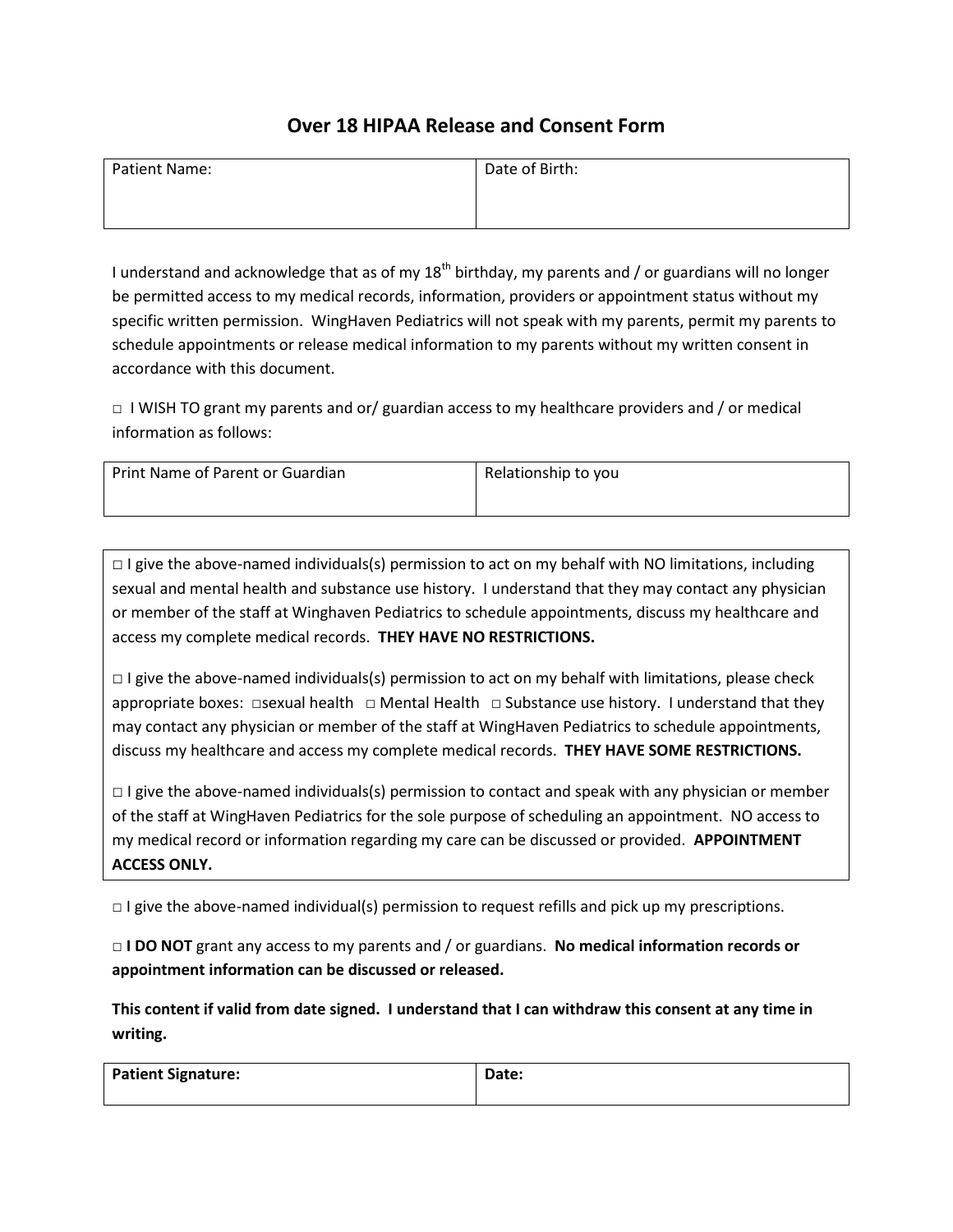# Over 18 HIPAA Release and Consent Form

| Patient Name: | Date of Birth: |
|---|---|
| | |

I understand and acknowledge that as of my 18th birthday, my parents and / or guardians will no longer be permitted access to my medical records, information, providers or appointment status without my specific written permission. WingHaven Pediatrics will not speak with my parents, permit my parents to schedule appointments or release medical information to my parents without my written consent in accordance with this document.

□ I WISH TO grant my parents and or/ guardian access to my healthcare providers and / or medical information as follows:

| Print Name of Parent or Guardian | Relationship to you |
|---|---|
| | |

□ I give the above-named individuals(s) permission to act on my behalf with NO limitations, including sexual and mental health and substance use history. I understand that they may contact any physician or member of the staff at Winghaven Pediatrics to schedule appointments, discuss my healthcare and access my complete medical records. **THEY HAVE NO RESTRICTIONS.**

□ I give the above-named individuals(s) permission to act on my behalf with limitations, please check appropriate boxes: □sexual health □ Mental Health □ Substance use history. I understand that they may contact any physician or member of the staff at WingHaven Pediatrics to schedule appointments, discuss my healthcare and access my complete medical records. **THEY HAVE SOME RESTRICTIONS.**

□ I give the above-named individuals(s) permission to contact and speak with any physician or member of the staff at WingHaven Pediatrics for the sole purpose of scheduling an appointment. NO access to my medical record or information regarding my care can be discussed or provided. **APPOINTMENT ACCESS ONLY.**

□ I give the above-named individual(s) permission to request refills and pick up my prescriptions.

□ **I DO NOT** grant any access to my parents and / or guardians. **No medical information records or appointment information can be discussed or released.**

**This content if valid from date signed. I understand that I can withdraw this consent at any time in writing.**

| **Patient Signature:** | **Date:** |
|---|---|
| | |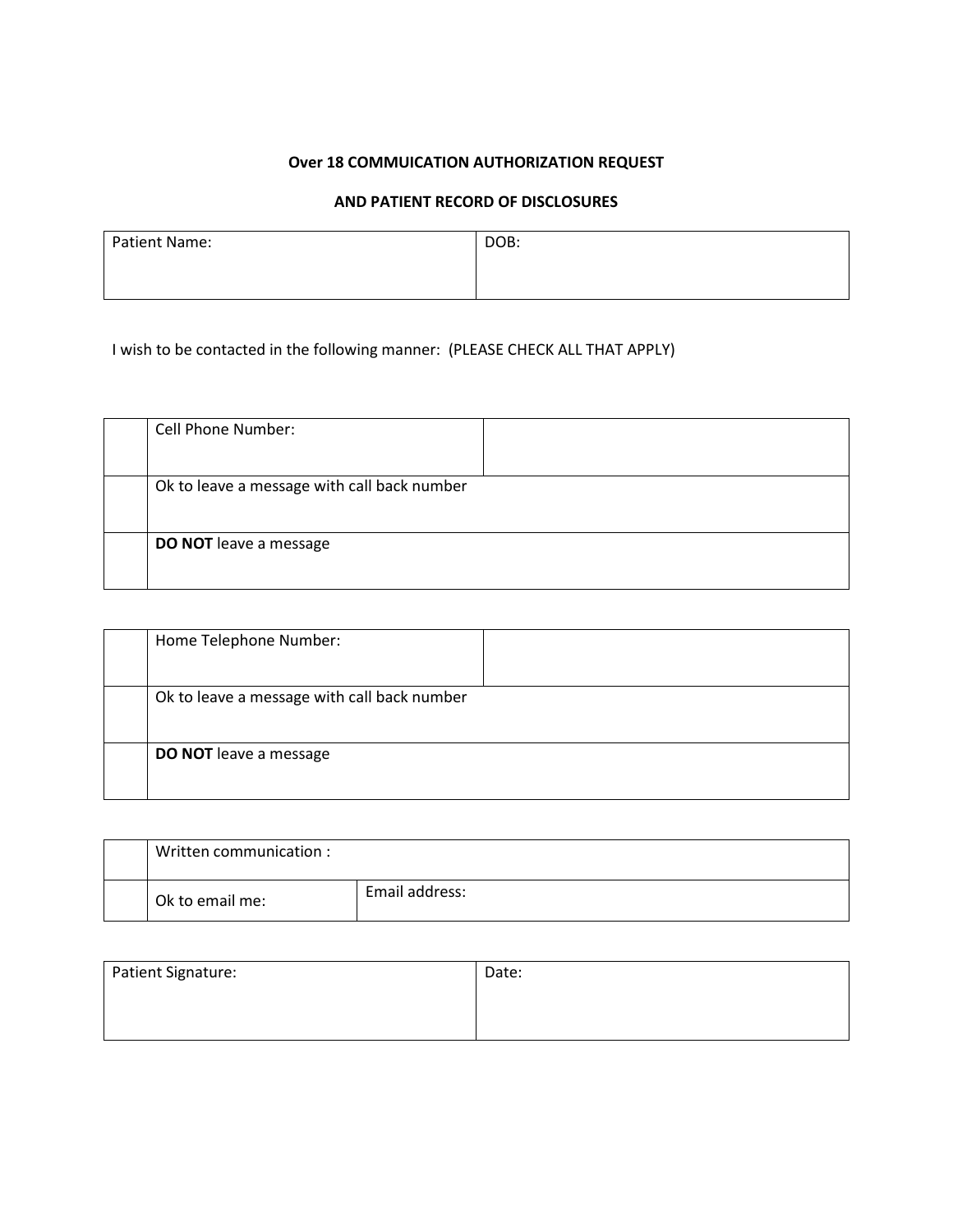**Over 18 COMMUICATION AUTHORIZATION REQUEST**

**AND PATIENT RECORD OF DISCLOSURES**

| | |
|---|---|
| Patient Name: | DOB: |

I wish to be contacted in the following manner: (PLEASE CHECK ALL THAT APPLY)

| | | |
|---|---|---|
| | Cell Phone Number: | |
| | Ok to leave a message with call back number | |
| | **DO NOT** leave a message | |

| | | |
|---|---|---|
| | Home Telephone Number: | |
| | Ok to leave a message with call back number | |
| | **DO NOT** leave a message | |

| | | |
|---|---|---|
| | Written communication : | |
| | Ok to email me: | Email address: |

| | |
|---|---|
| Patient Signature: | Date: |